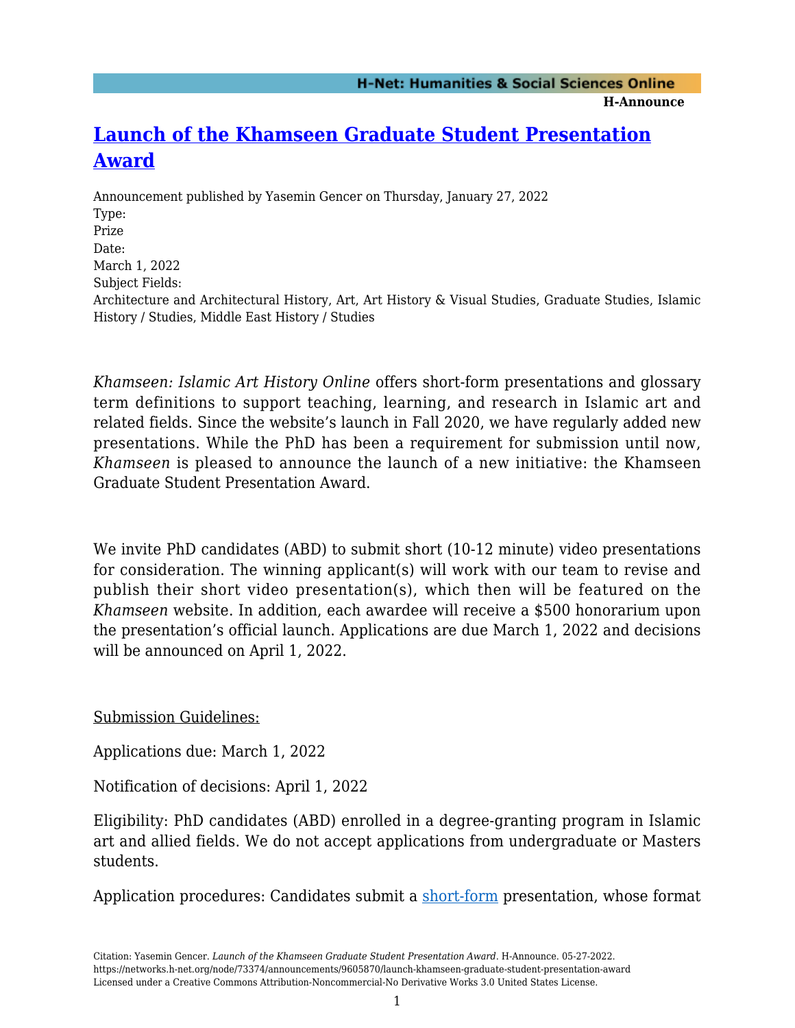# [Launch of the Khamseen Graduate Student Presentation Award]

Announcement published by Yasemin Gencer on Thursday, January 27, 2022

Type:
Prize

Date:
March 1, 2022

Subject Fields:
Architecture and Architectural History, Art, Art History & Visual Studies, Graduate Studies, Islamic History / Studies, Middle East History / Studies

*Khamseen: Islamic Art History Online* offers short-form presentations and glossary term definitions to support teaching, learning, and research in Islamic art and related fields. Since the website's launch in Fall 2020, we have regularly added new presentations. While the PhD has been a requirement for submission until now, *Khamseen* is pleased to announce the launch of a new initiative: the Khamseen Graduate Student Presentation Award.

We invite PhD candidates (ABD) to submit short (10-12 minute) video presentations for consideration. The winning applicant(s) will work with our team to revise and publish their short video presentation(s), which then will be featured on the *Khamseen* website. In addition, each awardee will receive a $500 honorarium upon the presentation's official launch. Applications are due March 1, 2022 and decisions will be announced on April 1, 2022.

Submission Guidelines:

Applications due: March 1, 2022

Notification of decisions: April 1, 2022

Eligibility: PhD candidates (ABD) enrolled in a degree-granting program in Islamic art and allied fields. We do not accept applications from undergraduate or Masters students.

Application procedures: Candidates submit a short-form presentation, whose format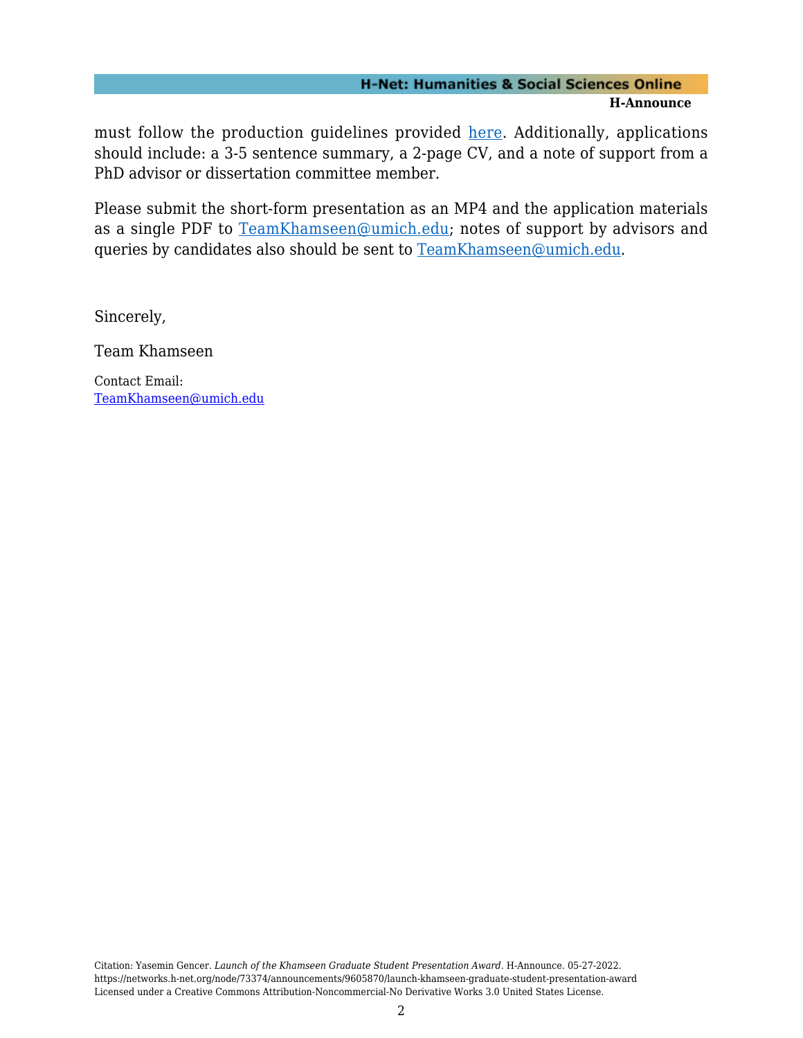must follow the production guidelines provided here. Additionally, applications should include: a 3-5 sentence summary, a 2-page CV, and a note of support from a PhD advisor or dissertation committee member.

Please submit the short-form presentation as an MP4 and the application materials as a single PDF to TeamKhamseen@umich.edu; notes of support by advisors and queries by candidates also should be sent to TeamKhamseen@umich.edu.

Sincerely,

Team Khamseen

Contact Email:
TeamKhamseen@umich.edu

Citation: Yasemin Gencer. *Launch of the Khamseen Graduate Student Presentation Award*. H-Announce. 05-27-2022.
https://networks.h-net.org/node/73374/announcements/9605870/launch-khamseen-graduate-student-presentation-award
Licensed under a Creative Commons Attribution-Noncommercial-No Derivative Works 3.0 United States License.